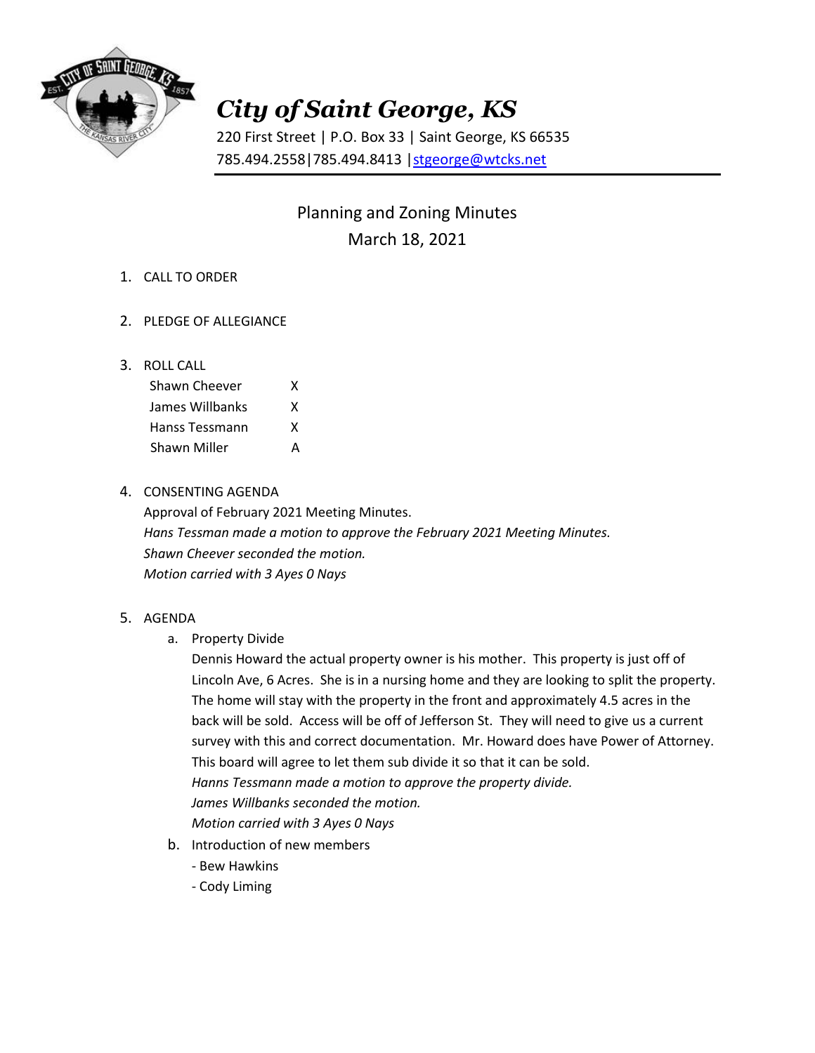# City of Saint George, KS

220 First Street | P.O. Box 33 | Saint George, KS 66535
785.494.2558|785.494.8413 |stgeorge@wtcks.net

## Planning and Zoning Minutes
## March 18, 2021

1. CALL TO ORDER

2. PLEDGE OF ALLEGIANCE

3. ROLL CALL

| | |
|---|---|
| Shawn Cheever | X |
| James Willbanks | X |
| Hanss Tessmann | X |
| Shawn Miller | A |

4. CONSENTING AGENDA
   Approval of February 2021 Meeting Minutes.
   *Hans Tessman made a motion to approve the February 2021 Meeting Minutes.*
   *Shawn Cheever seconded the motion.*
   *Motion carried with 3 Ayes 0 Nays*

5. AGENDA
   a. Property Divide
      Dennis Howard the actual property owner is his mother. This property is just off of Lincoln Ave, 6 Acres. She is in a nursing home and they are looking to split the property. The home will stay with the property in the front and approximately 4.5 acres in the back will be sold. Access will be off of Jefferson St. They will need to give us a current survey with this and correct documentation. Mr. Howard does have Power of Attorney. This board will agree to let them sub divide it so that it can be sold.
      *Hanns Tessmann made a motion to approve the property divide.*
      *James Willbanks seconded the motion.*
      *Motion carried with 3 Ayes 0 Nays*
   b. Introduction of new members
      - Bew Hawkins
      - Cody Liming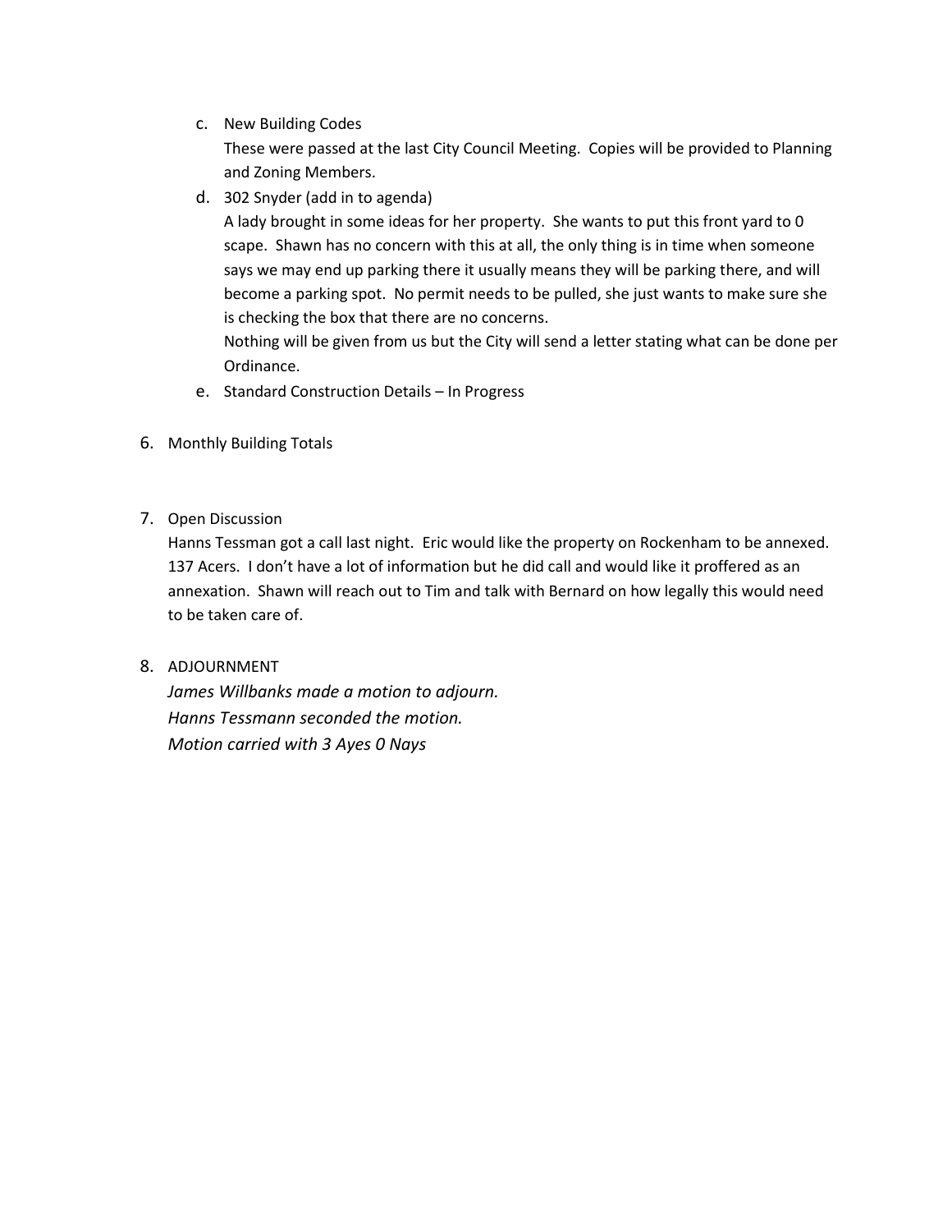c. New Building Codes

   These were passed at the last City Council Meeting. Copies will be provided to Planning and Zoning Members.

d. 302 Snyder (add in to agenda)

   A lady brought in some ideas for her property. She wants to put this front yard to 0 scape. Shawn has no concern with this at all, the only thing is in time when someone says we may end up parking there it usually means they will be parking there, and will become a parking spot. No permit needs to be pulled, she just wants to make sure she is checking the box that there are no concerns.

   Nothing will be given from us but the City will send a letter stating what can be done per Ordinance.

e. Standard Construction Details – In Progress

6. Monthly Building Totals

7. Open Discussion

   Hanns Tessman got a call last night. Eric would like the property on Rockenham to be annexed. 137 Acers. I don't have a lot of information but he did call and would like it proffered as an annexation. Shawn will reach out to Tim and talk with Bernard on how legally this would need to be taken care of.

8. ADJOURNMENT

   *James Willbanks made a motion to adjourn.*
   *Hanns Tessmann seconded the motion.*
   *Motion carried with 3 Ayes 0 Nays*